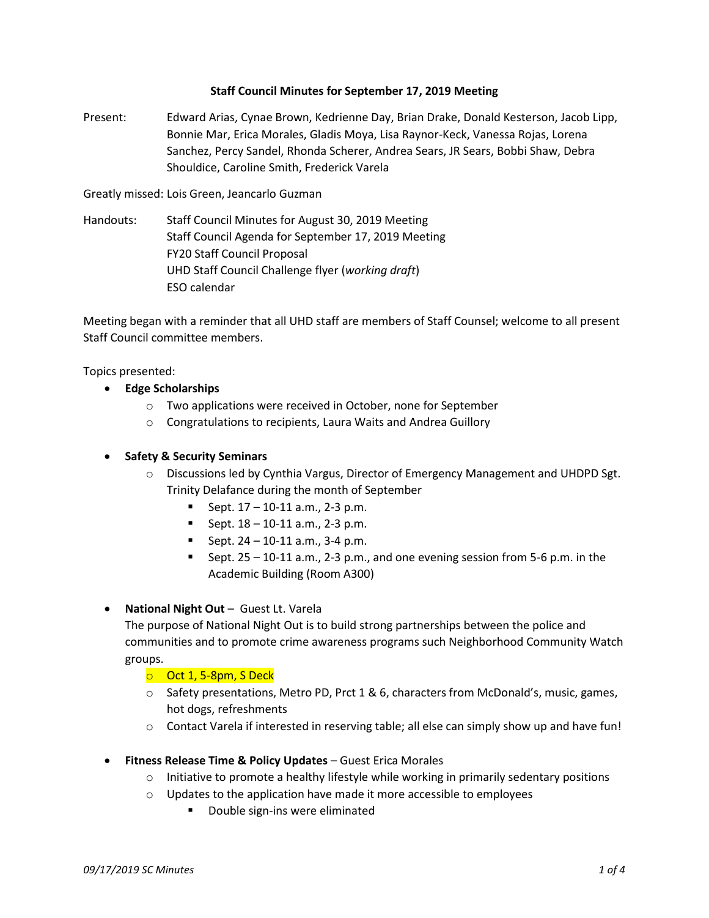**Staff Council Minutes for September 17, 2019 Meeting**

Present: Edward Arias, Cynae Brown, Kedrienne Day, Brian Drake, Donald Kesterson, Jacob Lipp, Bonnie Mar, Erica Morales, Gladis Moya, Lisa Raynor-Keck, Vanessa Rojas, Lorena Sanchez, Percy Sandel, Rhonda Scherer, Andrea Sears, JR Sears, Bobbi Shaw, Debra Shouldice, Caroline Smith, Frederick Varela

Greatly missed: Lois Green, Jeancarlo Guzman

Handouts: Staff Council Minutes for August 30, 2019 Meeting
Staff Council Agenda for September 17, 2019 Meeting
FY20 Staff Council Proposal
UHD Staff Council Challenge flyer (*working draft*)
ESO calendar

Meeting began with a reminder that all UHD staff are members of Staff Counsel; welcome to all present Staff Council committee members.

Topics presented:

- **Edge Scholarships**
  - Two applications were received in October, none for September
  - Congratulations to recipients, Laura Waits and Andrea Guillory

- **Safety & Security Seminars**
  - Discussions led by Cynthia Vargus, Director of Emergency Management and UHDPD Sgt. Trinity Delafance during the month of September
    - Sept. 17 – 10-11 a.m., 2-3 p.m.
    - Sept. 18 – 10-11 a.m., 2-3 p.m.
    - Sept. 24 – 10-11 a.m., 3-4 p.m.
    - Sept. 25 – 10-11 a.m., 2-3 p.m., and one evening session from 5-6 p.m. in the Academic Building (Room A300)

- **National Night Out** – Guest Lt. Varela

  The purpose of National Night Out is to build strong partnerships between the police and communities and to promote crime awareness programs such Neighborhood Community Watch groups.
  - Oct 1, 5-8pm, S Deck
  - Safety presentations, Metro PD, Prct 1 & 6, characters from McDonald's, music, games, hot dogs, refreshments
  - Contact Varela if interested in reserving table; all else can simply show up and have fun!

- **Fitness Release Time & Policy Updates** – Guest Erica Morales
  - Initiative to promote a healthy lifestyle while working in primarily sedentary positions
  - Updates to the application have made it more accessible to employees
    - Double sign-ins were eliminated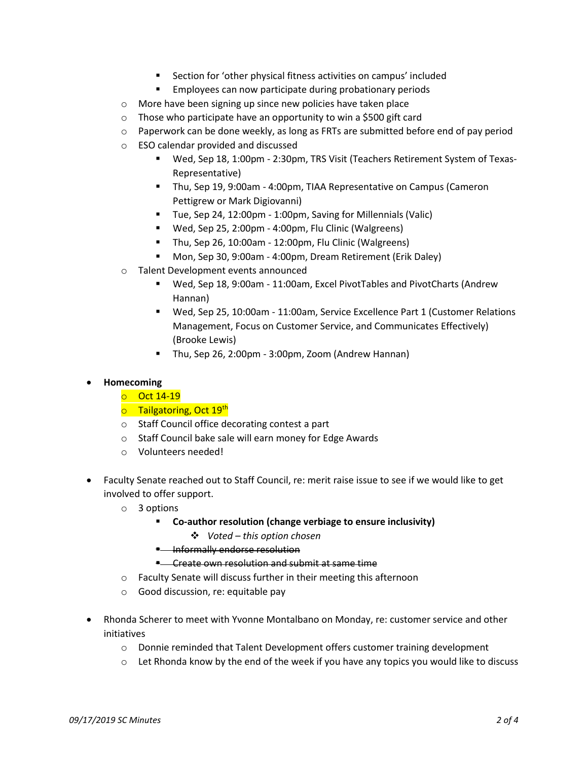- Section for 'other physical fitness activities on campus' included
        - Employees can now participate during probationary periods
    - More have been signing up since new policies have taken place
    - Those who participate have an opportunity to win a $500 gift card
    - Paperwork can be done weekly, as long as FRTs are submitted before end of pay period
    - ESO calendar provided and discussed
        - Wed, Sep 18, 1:00pm - 2:30pm, TRS Visit (Teachers Retirement System of Texas-Representative)
        - Thu, Sep 19, 9:00am - 4:00pm, TIAA Representative on Campus (Cameron Pettigrew or Mark Digiovanni)
        - Tue, Sep 24, 12:00pm - 1:00pm, Saving for Millennials (Valic)
        - Wed, Sep 25, 2:00pm - 4:00pm, Flu Clinic (Walgreens)
        - Thu, Sep 26, 10:00am - 12:00pm, Flu Clinic (Walgreens)
        - Mon, Sep 30, 9:00am - 4:00pm, Dream Retirement (Erik Daley)
    - Talent Development events announced
        - Wed, Sep 18, 9:00am - 11:00am, Excel PivotTables and PivotCharts (Andrew Hannan)
        - Wed, Sep 25, 10:00am - 11:00am, Service Excellence Part 1 (Customer Relations Management, Focus on Customer Service, and Communicates Effectively) (Brooke Lewis)
        - Thu, Sep 26, 2:00pm - 3:00pm, Zoom (Andrew Hannan)

- **Homecoming**
    - Oct 14-19
    - Tailgatoring, Oct 19th
    - Staff Council office decorating contest a part
    - Staff Council bake sale will earn money for Edge Awards
    - Volunteers needed!

- Faculty Senate reached out to Staff Council, re: merit raise issue to see if we would like to get involved to offer support.
    - 3 options
        - **Co-author resolution (change verbiage to ensure inclusivity)**
            - *Voted – this option chosen*
        - ~~Informally endorse resolution~~
        - ~~Create own resolution and submit at same time~~
    - Faculty Senate will discuss further in their meeting this afternoon
    - Good discussion, re: equitable pay

- Rhonda Scherer to meet with Yvonne Montalbano on Monday, re: customer service and other initiatives
    - Donnie reminded that Talent Development offers customer training development
    - Let Rhonda know by the end of the week if you have any topics you would like to discuss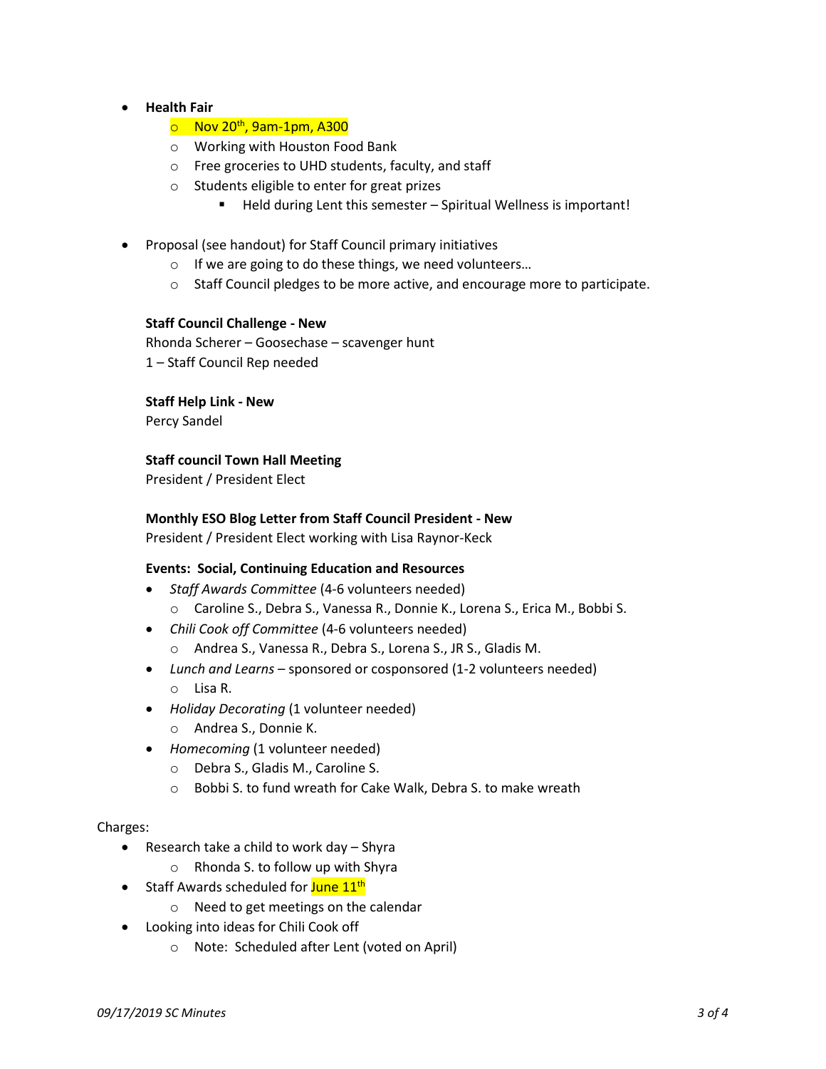- **Health Fair**
    - Nov 20th, 9am-1pm, A300
    - Working with Houston Food Bank
    - Free groceries to UHD students, faculty, and staff
    - Students eligible to enter for great prizes
        - Held during Lent this semester – Spiritual Wellness is important!

- Proposal (see handout) for Staff Council primary initiatives
    - If we are going to do these things, we need volunteers…
    - Staff Council pledges to be more active, and encourage more to participate.

**Staff Council Challenge - New**
Rhonda Scherer – Goosechase – scavenger hunt
1 – Staff Council Rep needed

**Staff Help Link - New**
Percy Sandel

**Staff council Town Hall Meeting**
President / President Elect

**Monthly ESO Blog Letter from Staff Council President - New**
President / President Elect working with Lisa Raynor-Keck

**Events: Social, Continuing Education and Resources**

- *Staff Awards Committee* (4-6 volunteers needed)
    - Caroline S., Debra S., Vanessa R., Donnie K., Lorena S., Erica M., Bobbi S.
- *Chili Cook off Committee* (4-6 volunteers needed)
    - Andrea S., Vanessa R., Debra S., Lorena S., JR S., Gladis M.
- *Lunch and Learns* – sponsored or cosponsored (1-2 volunteers needed)
    - Lisa R.
- *Holiday Decorating* (1 volunteer needed)
    - Andrea S., Donnie K.
- *Homecoming* (1 volunteer needed)
    - Debra S., Gladis M., Caroline S.
    - Bobbi S. to fund wreath for Cake Walk, Debra S. to make wreath

Charges:

- Research take a child to work day – Shyra
    - Rhonda S. to follow up with Shyra
- Staff Awards scheduled for June 11th
    - Need to get meetings on the calendar
- Looking into ideas for Chili Cook off
    - Note: Scheduled after Lent (voted on April)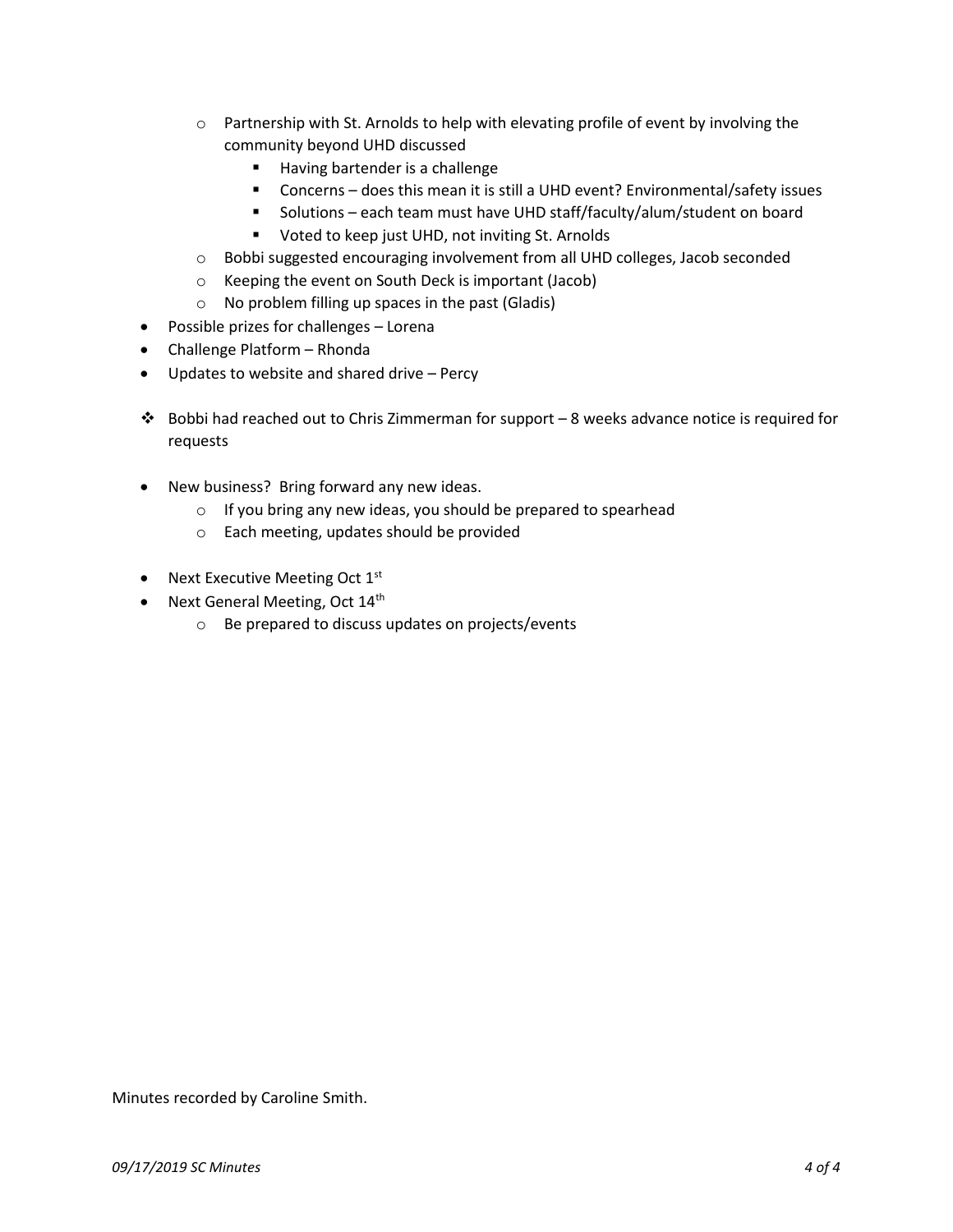- Partnership with St. Arnolds to help with elevating profile of event by involving the community beyond UHD discussed
        - Having bartender is a challenge
        - Concerns – does this mean it is still a UHD event? Environmental/safety issues
        - Solutions – each team must have UHD staff/faculty/alum/student on board
        - Voted to keep just UHD, not inviting St. Arnolds
    - Bobbi suggested encouraging involvement from all UHD colleges, Jacob seconded
    - Keeping the event on South Deck is important (Jacob)
    - No problem filling up spaces in the past (Gladis)
- Possible prizes for challenges – Lorena
- Challenge Platform – Rhonda
- Updates to website and shared drive – Percy

❖ Bobbi had reached out to Chris Zimmerman for support – 8 weeks advance notice is required for requests

- New business? Bring forward any new ideas.
    - If you bring any new ideas, you should be prepared to spearhead
    - Each meeting, updates should be provided

- Next Executive Meeting Oct 1st
- Next General Meeting, Oct 14th
    - Be prepared to discuss updates on projects/events

Minutes recorded by Caroline Smith.